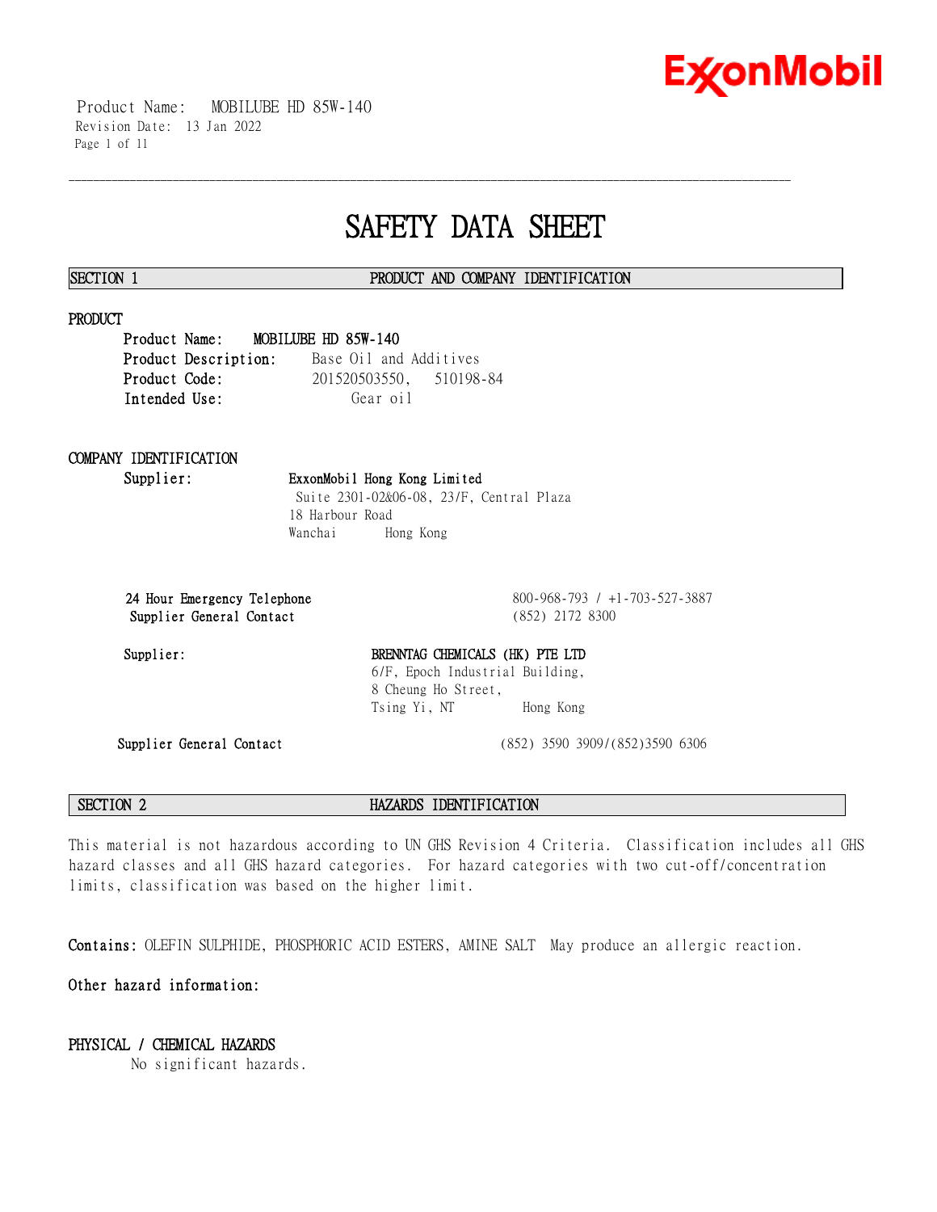# SAFETY DATA SHEET

## SECTION 1 PRODUCT AND COMPANY IDENTIFICATION

### PRODUCT

**Product Name:** **MOBILUBE HD 85W-140**
**Product Description:** Base Oil and Additives
**Product Code:** 201520503550, 510198-84
**Intended Use:** Gear oil

### COMPANY IDENTIFICATION

**Supplier:** **ExxonMobil Hong Kong Limited**
Suite 2301-02&06-08, 23/F, Central Plaza
18 Harbour Road
Wanchai Hong Kong

| | |
|---|---|
| **24 Hour Emergency Telephone** | 800-968-793 / +1-703-527-3887 |
| **Supplier General Contact** | (852) 2172 8300 |

**Supplier:** **BRENNTAG CHEMICALS (HK) PTE LTD**
6/F, Epoch Industrial Building,
8 Cheung Ho Street,
Tsing Yi, NT Hong Kong

| | |
|---|---|
| **Supplier General Contact** | (852) 3590 3909/(852)3590 6306 |

## SECTION 2 HAZARDS IDENTIFICATION

This material is not hazardous according to UN GHS Revision 4 Criteria. Classification includes all GHS hazard classes and all GHS hazard categories. For hazard categories with two cut-off/concentration limits, classification was based on the higher limit.

**Contains:** OLEFIN SULPHIDE, PHOSPHORIC ACID ESTERS, AMINE SALT May produce an allergic reaction.

**Other hazard information:**

### PHYSICAL / CHEMICAL HAZARDS

No significant hazards.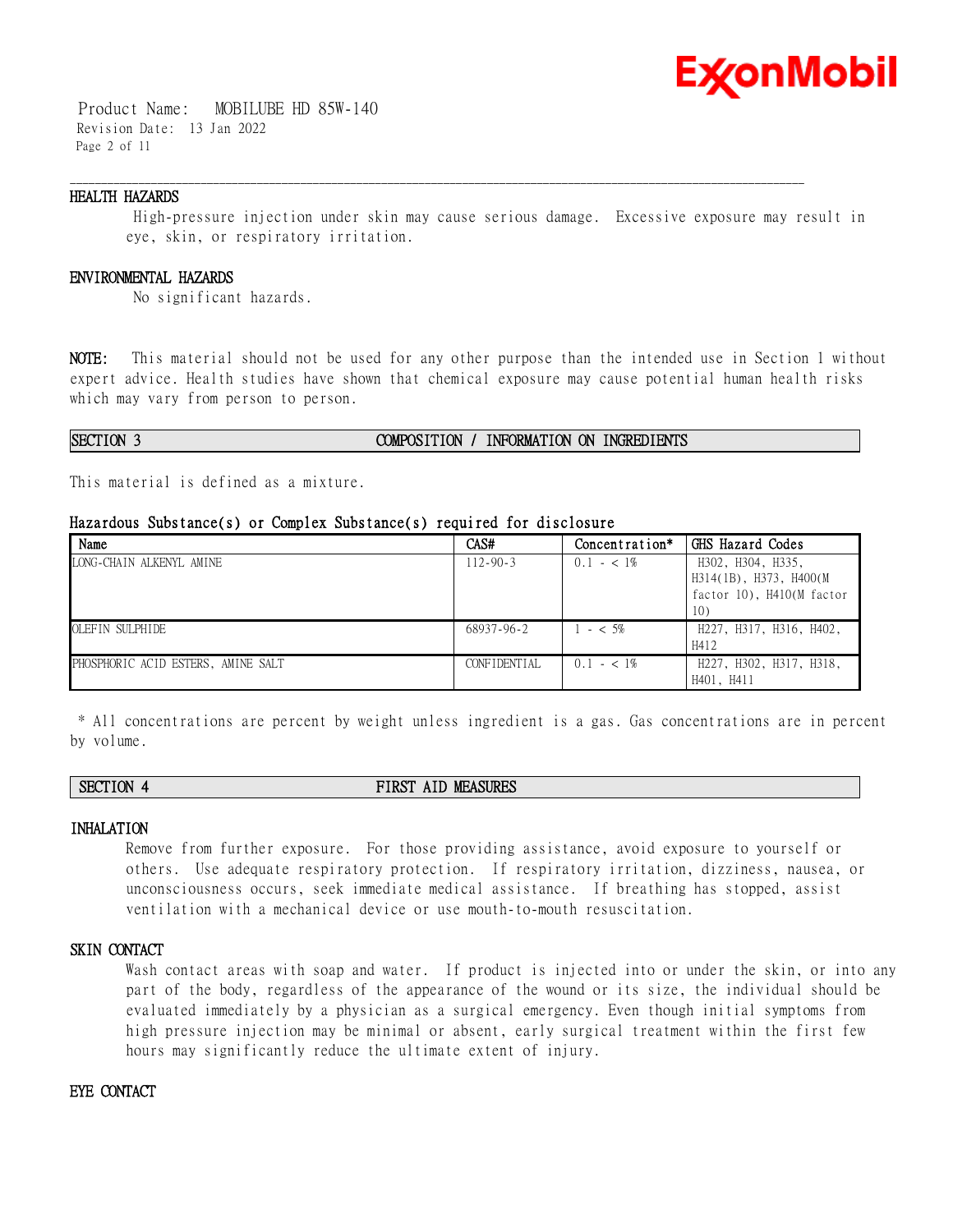### HEALTH HAZARDS

High-pressure injection under skin may cause serious damage. Excessive exposure may result in eye, skin, or respiratory irritation.

### ENVIRONMENTAL HAZARDS

No significant hazards.

**NOTE:** This material should not be used for any other purpose than the intended use in Section 1 without expert advice. Health studies have shown that chemical exposure may cause potential human health risks which may vary from person to person.

## SECTION 3 COMPOSITION / INFORMATION ON INGREDIENTS

This material is defined as a mixture.

### Hazardous Substance(s) or Complex Substance(s) required for disclosure

| Name | CAS# | Concentration* | GHS Hazard Codes |
|---|---|---|---|
| LONG-CHAIN ALKENYL AMINE | 112-90-3 | 0.1 - < 1% | H302, H304, H335, H314(1B), H373, H400(M factor 10), H410(M factor 10) |
| OLEFIN SULPHIDE | 68937-96-2 | 1 - < 5% | H227, H317, H316, H402, H412 |
| PHOSPHORIC ACID ESTERS, AMINE SALT | CONFIDENTIAL | 0.1 - < 1% | H227, H302, H317, H318, H401, H411 |

\* All concentrations are percent by weight unless ingredient is a gas. Gas concentrations are in percent by volume.

## SECTION 4 FIRST AID MEASURES

### INHALATION

Remove from further exposure. For those providing assistance, avoid exposure to yourself or others. Use adequate respiratory protection. If respiratory irritation, dizziness, nausea, or unconsciousness occurs, seek immediate medical assistance. If breathing has stopped, assist ventilation with a mechanical device or use mouth-to-mouth resuscitation.

### SKIN CONTACT

Wash contact areas with soap and water. If product is injected into or under the skin, or into any part of the body, regardless of the appearance of the wound or its size, the individual should be evaluated immediately by a physician as a surgical emergency. Even though initial symptoms from high pressure injection may be minimal or absent, early surgical treatment within the first few hours may significantly reduce the ultimate extent of injury.

### EYE CONTACT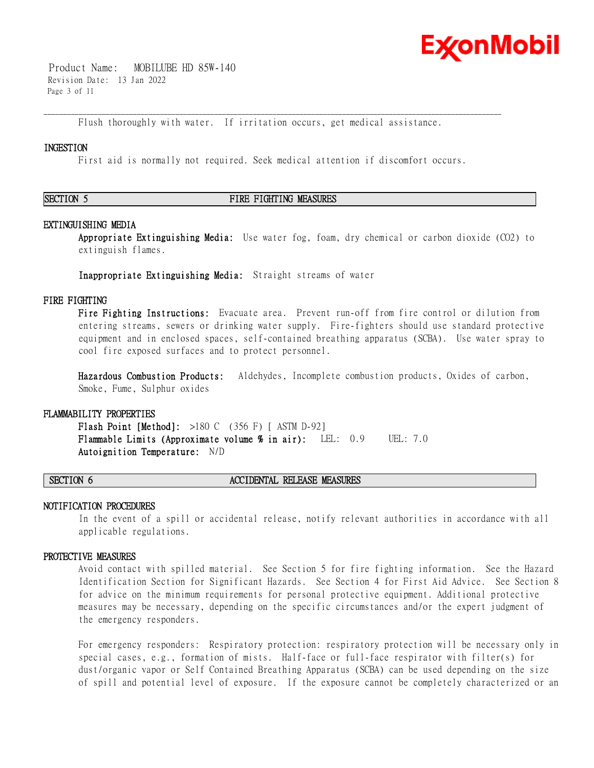Flush thoroughly with water. If irritation occurs, get medical assistance.

### INGESTION

First aid is normally not required. Seek medical attention if discomfort occurs.

## SECTION 5 FIRE FIGHTING MEASURES

### EXTINGUISHING MEDIA

**Appropriate Extinguishing Media:** Use water fog, foam, dry chemical or carbon dioxide ($CO_2$) to extinguish flames.

**Inappropriate Extinguishing Media:** Straight streams of water

### FIRE FIGHTING

**Fire Fighting Instructions:** Evacuate area. Prevent run-off from fire control or dilution from entering streams, sewers or drinking water supply. Fire-fighters should use standard protective equipment and in enclosed spaces, self-contained breathing apparatus (SCBA). Use water spray to cool fire exposed surfaces and to protect personnel.

**Hazardous Combustion Products:** Aldehydes, Incomplete combustion products, Oxides of carbon, Smoke, Fume, Sulphur oxides

### FLAMMABILITY PROPERTIES

**Flash Point [Method]:** >180 C (356 F) [ ASTM D-92]
**Flammable Limits (Approximate volume % in air):** LEL: 0.9 UEL: 7.0
**Autoignition Temperature:** N/D

## SECTION 6 ACCIDENTAL RELEASE MEASURES

### NOTIFICATION PROCEDURES

In the event of a spill or accidental release, notify relevant authorities in accordance with all applicable regulations.

### PROTECTIVE MEASURES

Avoid contact with spilled material. See Section 5 for fire fighting information. See the Hazard Identification Section for Significant Hazards. See Section 4 for First Aid Advice. See Section 8 for advice on the minimum requirements for personal protective equipment. Additional protective measures may be necessary, depending on the specific circumstances and/or the expert judgment of the emergency responders.

For emergency responders: Respiratory protection: respiratory protection will be necessary only in special cases, e.g., formation of mists. Half-face or full-face respirator with filter(s) for dust/organic vapor or Self Contained Breathing Apparatus (SCBA) can be used depending on the size of spill and potential level of exposure. If the exposure cannot be completely characterized or an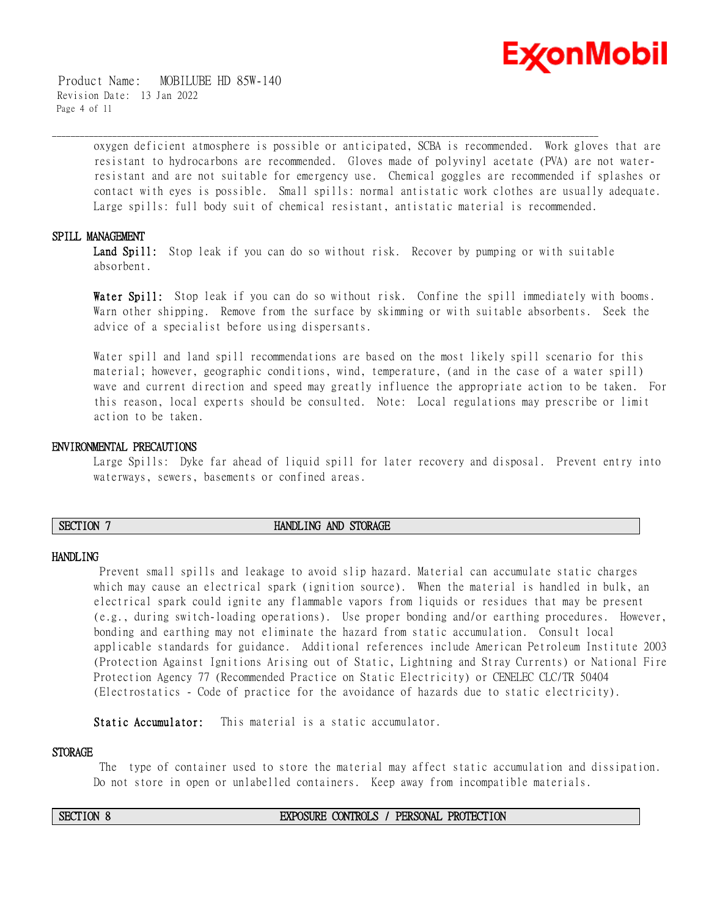oxygen deficient atmosphere is possible or anticipated, SCBA is recommended. Work gloves that are resistant to hydrocarbons are recommended. Gloves made of polyvinyl acetate (PVA) are not water-resistant and are not suitable for emergency use. Chemical goggles are recommended if splashes or contact with eyes is possible. Small spills: normal antistatic work clothes are usually adequate. Large spills: full body suit of chemical resistant, antistatic material is recommended.

### SPILL MANAGEMENT

**Land Spill:** Stop leak if you can do so without risk. Recover by pumping or with suitable absorbent.

**Water Spill:** Stop leak if you can do so without risk. Confine the spill immediately with booms. Warn other shipping. Remove from the surface by skimming or with suitable absorbents. Seek the advice of a specialist before using dispersants.

Water spill and land spill recommendations are based on the most likely spill scenario for this material; however, geographic conditions, wind, temperature, (and in the case of a water spill) wave and current direction and speed may greatly influence the appropriate action to be taken. For this reason, local experts should be consulted. Note: Local regulations may prescribe or limit action to be taken.

### ENVIRONMENTAL PRECAUTIONS

Large Spills: Dyke far ahead of liquid spill for later recovery and disposal. Prevent entry into waterways, sewers, basements or confined areas.

## SECTION 7 HANDLING AND STORAGE

### HANDLING

Prevent small spills and leakage to avoid slip hazard. Material can accumulate static charges which may cause an electrical spark (ignition source). When the material is handled in bulk, an electrical spark could ignite any flammable vapors from liquids or residues that may be present (e.g., during switch-loading operations). Use proper bonding and/or earthing procedures. However, bonding and earthing may not eliminate the hazard from static accumulation. Consult local applicable standards for guidance. Additional references include American Petroleum Institute 2003 (Protection Against Ignitions Arising out of Static, Lightning and Stray Currents) or National Fire Protection Agency 77 (Recommended Practice on Static Electricity) or CENELEC CLC/TR 50404 (Electrostatics - Code of practice for the avoidance of hazards due to static electricity).

**Static Accumulator:** This material is a static accumulator.

### STORAGE

The type of container used to store the material may affect static accumulation and dissipation. Do not store in open or unlabelled containers. Keep away from incompatible materials.

## SECTION 8 EXPOSURE CONTROLS / PERSONAL PROTECTION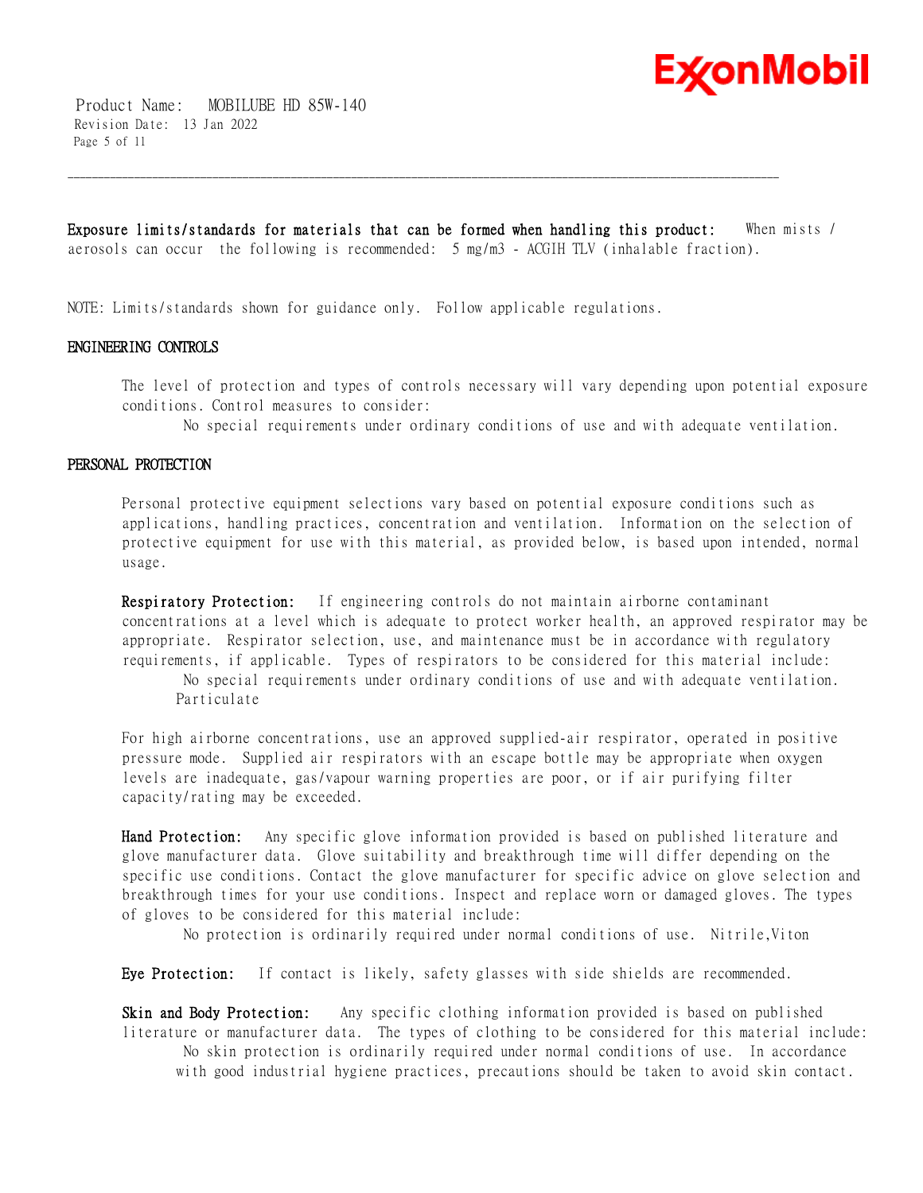**Exposure limits/standards for materials that can be formed when handling this product:** When mists / aerosols can occur the following is recommended: 5 mg/m3 - ACGIH TLV (inhalable fraction).

NOTE: Limits/standards shown for guidance only. Follow applicable regulations.

## ENGINEERING CONTROLS

The level of protection and types of controls necessary will vary depending upon potential exposure conditions. Control measures to consider:

No special requirements under ordinary conditions of use and with adequate ventilation.

## PERSONAL PROTECTION

Personal protective equipment selections vary based on potential exposure conditions such as applications, handling practices, concentration and ventilation. Information on the selection of protective equipment for use with this material, as provided below, is based upon intended, normal usage.

**Respiratory Protection:** If engineering controls do not maintain airborne contaminant concentrations at a level which is adequate to protect worker health, an approved respirator may be appropriate. Respirator selection, use, and maintenance must be in accordance with regulatory requirements, if applicable. Types of respirators to be considered for this material include:

No special requirements under ordinary conditions of use and with adequate ventilation.
Particulate

For high airborne concentrations, use an approved supplied-air respirator, operated in positive pressure mode. Supplied air respirators with an escape bottle may be appropriate when oxygen levels are inadequate, gas/vapour warning properties are poor, or if air purifying filter capacity/rating may be exceeded.

**Hand Protection:** Any specific glove information provided is based on published literature and glove manufacturer data. Glove suitability and breakthrough time will differ depending on the specific use conditions. Contact the glove manufacturer for specific advice on glove selection and breakthrough times for your use conditions. Inspect and replace worn or damaged gloves. The types of gloves to be considered for this material include:

No protection is ordinarily required under normal conditions of use. Nitrile,Viton

**Eye Protection:** If contact is likely, safety glasses with side shields are recommended.

**Skin and Body Protection:** Any specific clothing information provided is based on published literature or manufacturer data. The types of clothing to be considered for this material include:

No skin protection is ordinarily required under normal conditions of use. In accordance with good industrial hygiene practices, precautions should be taken to avoid skin contact.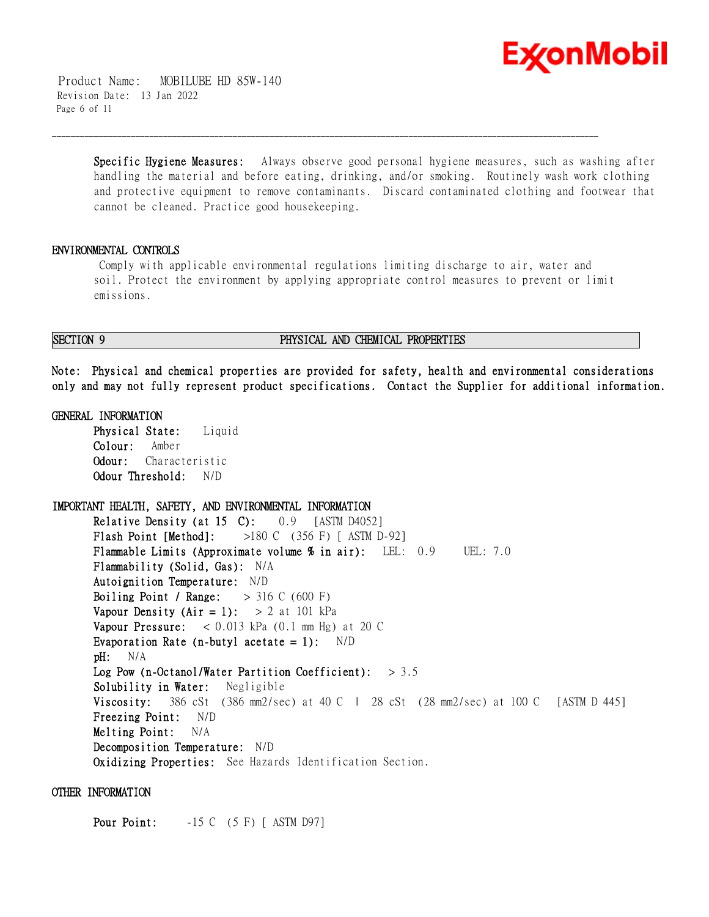**Specific Hygiene Measures:** Always observe good personal hygiene measures, such as washing after handling the material and before eating, drinking, and/or smoking. Routinely wash work clothing and protective equipment to remove contaminants. Discard contaminated clothing and footwear that cannot be cleaned. Practice good housekeeping.

## ENVIRONMENTAL CONTROLS

Comply with applicable environmental regulations limiting discharge to air, water and soil. Protect the environment by applying appropriate control measures to prevent or limit emissions.

## SECTION 9 PHYSICAL AND CHEMICAL PROPERTIES

**Note: Physical and chemical properties are provided for safety, health and environmental considerations only and may not fully represent product specifications. Contact the Supplier for additional information.**

### GENERAL INFORMATION

**Physical State:** Liquid
**Colour:** Amber
**Odour:** Characteristic
**Odour Threshold:** N/D

### IMPORTANT HEALTH, SAFETY, AND ENVIRONMENTAL INFORMATION

**Relative Density (at 15 C):** 0.9 [ASTM D4052]
**Flash Point [Method]:** >180 C (356 F) [ ASTM D-92]
**Flammable Limits (Approximate volume % in air):** LEL: 0.9 UEL: 7.0
**Flammability (Solid, Gas):** N/A
**Autoignition Temperature:** N/D
**Boiling Point / Range:** > 316 C (600 F)
**Vapour Density (Air = 1):** > 2 at 101 kPa
**Vapour Pressure:** < 0.013 kPa (0.1 mm Hg) at 20 C
**Evaporation Rate (n-butyl acetate = 1):** N/D
**pH:** N/A
**Log Pow (n-Octanol/Water Partition Coefficient):** > 3.5
**Solubility in Water:** Negligible
**Viscosity:** 386 cSt (386 mm2/sec) at 40 C | 28 cSt (28 mm2/sec) at 100 C [ASTM D 445]
**Freezing Point:** N/D
**Melting Point:** N/A
**Decomposition Temperature:** N/D
**Oxidizing Properties:** See Hazards Identification Section.

### OTHER INFORMATION

**Pour Point:** -15 C (5 F) [ ASTM D97]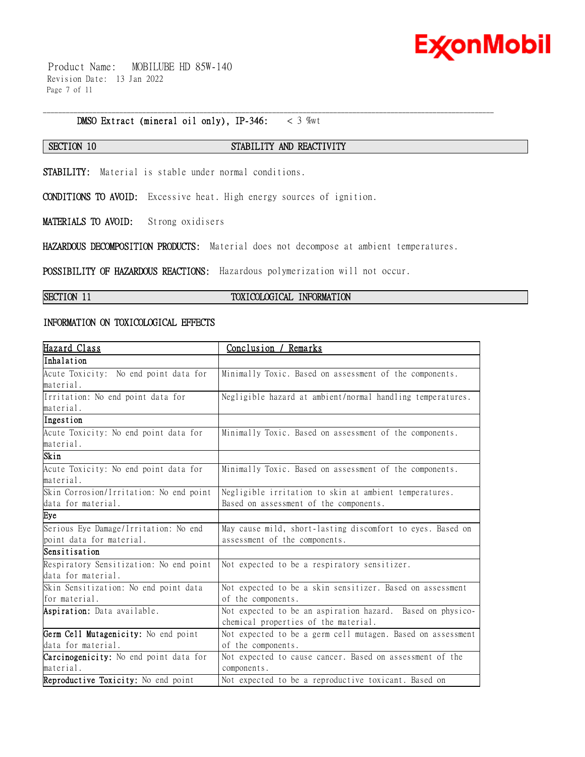**DMSO Extract (mineral oil only), IP-346:** < 3 %wt

## SECTION 10 STABILITY AND REACTIVITY

**STABILITY:** Material is stable under normal conditions.

**CONDITIONS TO AVOID:** Excessive heat. High energy sources of ignition.

**MATERIALS TO AVOID:** Strong oxidisers

**HAZARDOUS DECOMPOSITION PRODUCTS:** Material does not decompose at ambient temperatures.

**POSSIBILITY OF HAZARDOUS REACTIONS:** Hazardous polymerization will not occur.

## SECTION 11 TOXICOLOGICAL INFORMATION

### INFORMATION ON TOXICOLOGICAL EFFECTS

| Hazard Class | Conclusion / Remarks |
|---|---|
| **Inhalation** | |
| Acute Toxicity: No end point data for material. | Minimally Toxic. Based on assessment of the components. |
| Irritation: No end point data for material. | Negligible hazard at ambient/normal handling temperatures. |
| **Ingestion** | |
| Acute Toxicity: No end point data for material. | Minimally Toxic. Based on assessment of the components. |
| **Skin** | |
| Acute Toxicity: No end point data for material. | Minimally Toxic. Based on assessment of the components. |
| Skin Corrosion/Irritation: No end point data for material. | Negligible irritation to skin at ambient temperatures. Based on assessment of the components. |
| **Eye** | |
| Serious Eye Damage/Irritation: No end point data for material. | May cause mild, short-lasting discomfort to eyes. Based on assessment of the components. |
| **Sensitisation** | |
| Respiratory Sensitization: No end point data for material. | Not expected to be a respiratory sensitizer. |
| Skin Sensitization: No end point data for material. | Not expected to be a skin sensitizer. Based on assessment of the components. |
| **Aspiration:** Data available. | Not expected to be an aspiration hazard. Based on physico-chemical properties of the material. |
| **Germ Cell Mutagenicity:** No end point data for material. | Not expected to be a germ cell mutagen. Based on assessment of the components. |
| **Carcinogenicity:** No end point data for material. | Not expected to cause cancer. Based on assessment of the components. |
| **Reproductive Toxicity:** No end point | Not expected to be a reproductive toxicant. Based on |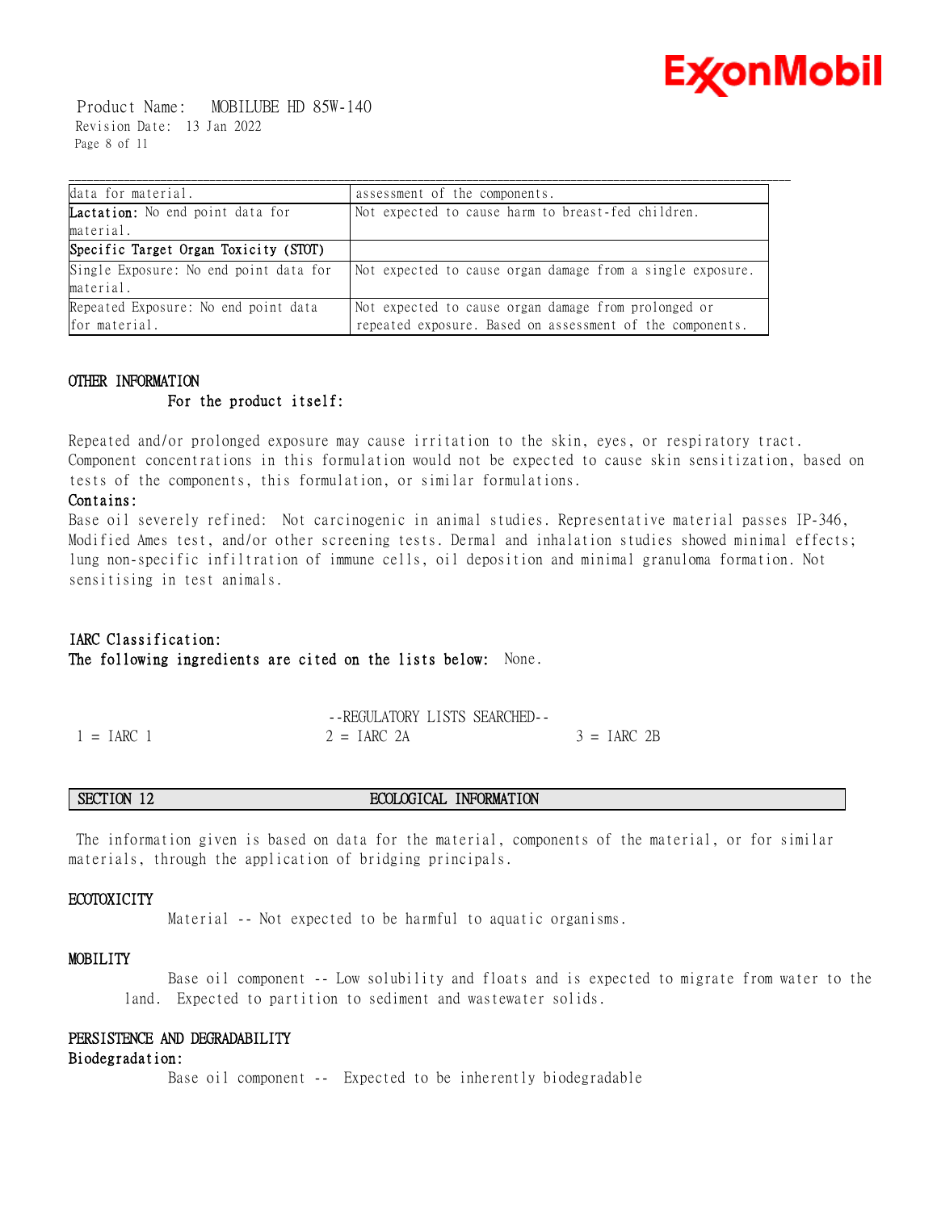| | |
|---|---|
| data for material. | assessment of the components. |
| **Lactation:** No end point data for material. | Not expected to cause harm to breast-fed children. |
| **Specific Target Organ Toxicity (STOT)** | |
| Single Exposure: No end point data for material. | Not expected to cause organ damage from a single exposure. |
| Repeated Exposure: No end point data for material. | Not expected to cause organ damage from prolonged or repeated exposure. Based on assessment of the components. |

### OTHER INFORMATION

**For the product itself:**

Repeated and/or prolonged exposure may cause irritation to the skin, eyes, or respiratory tract. Component concentrations in this formulation would not be expected to cause skin sensitization, based on tests of the components, this formulation, or similar formulations.

**Contains:**

Base oil severely refined: Not carcinogenic in animal studies. Representative material passes IP-346, Modified Ames test, and/or other screening tests. Dermal and inhalation studies showed minimal effects; lung non-specific infiltration of immune cells, oil deposition and minimal granuloma formation. Not sensitising in test animals.

**IARC Classification:**

**The following ingredients are cited on the lists below:** None.

--REGULATORY LISTS SEARCHED--

1 = IARC 1    2 = IARC 2A    3 = IARC 2B

## SECTION 12 ECOLOGICAL INFORMATION

The information given is based on data for the material, components of the material, or for similar materials, through the application of bridging principals.

### ECOTOXICITY

Material -- Not expected to be harmful to aquatic organisms.

### MOBILITY

Base oil component -- Low solubility and floats and is expected to migrate from water to the land. Expected to partition to sediment and wastewater solids.

### PERSISTENCE AND DEGRADABILITY

**Biodegradation:**

Base oil component -- Expected to be inherently biodegradable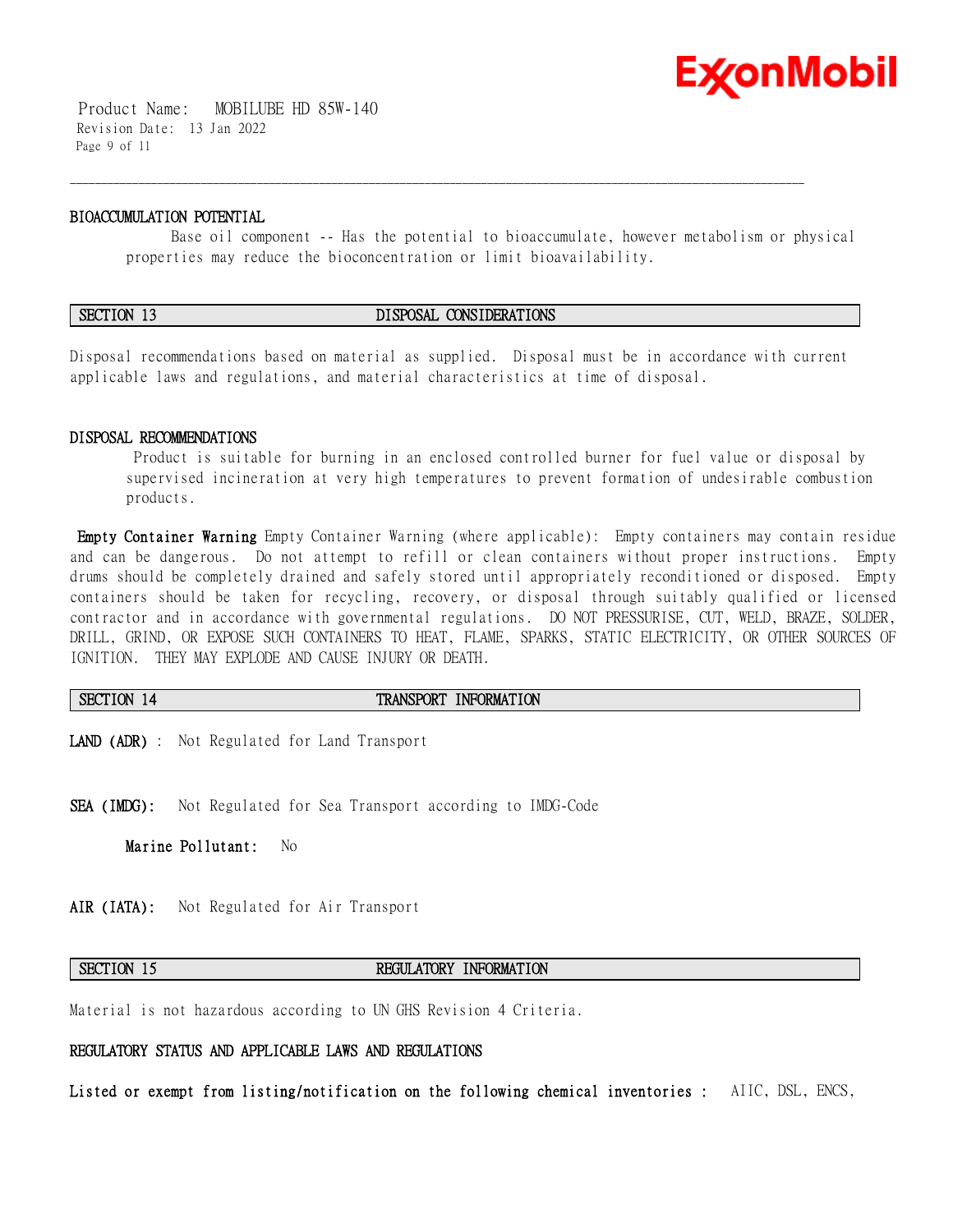### BIOACCUMULATION POTENTIAL

Base oil component -- Has the potential to bioaccumulate, however metabolism or physical properties may reduce the bioconcentration or limit bioavailability.

## SECTION 13 DISPOSAL CONSIDERATIONS

Disposal recommendations based on material as supplied. Disposal must be in accordance with current applicable laws and regulations, and material characteristics at time of disposal.

### DISPOSAL RECOMMENDATIONS

Product is suitable for burning in an enclosed controlled burner for fuel value or disposal by supervised incineration at very high temperatures to prevent formation of undesirable combustion products.

**Empty Container Warning** Empty Container Warning (where applicable): Empty containers may contain residue and can be dangerous. Do not attempt to refill or clean containers without proper instructions. Empty drums should be completely drained and safely stored until appropriately reconditioned or disposed. Empty containers should be taken for recycling, recovery, or disposal through suitably qualified or licensed contractor and in accordance with governmental regulations. DO NOT PRESSURISE, CUT, WELD, BRAZE, SOLDER, DRILL, GRIND, OR EXPOSE SUCH CONTAINERS TO HEAT, FLAME, SPARKS, STATIC ELECTRICITY, OR OTHER SOURCES OF IGNITION. THEY MAY EXPLODE AND CAUSE INJURY OR DEATH.

## SECTION 14 TRANSPORT INFORMATION

**LAND (ADR)** : Not Regulated for Land Transport

**SEA (IMDG):** Not Regulated for Sea Transport according to IMDG-Code

**Marine Pollutant:** No

**AIR (IATA):** Not Regulated for Air Transport

## SECTION 15 REGULATORY INFORMATION

Material is not hazardous according to UN GHS Revision 4 Criteria.

### REGULATORY STATUS AND APPLICABLE LAWS AND REGULATIONS

**Listed or exempt from listing/notification on the following chemical inventories :** AIIC, DSL, ENCS,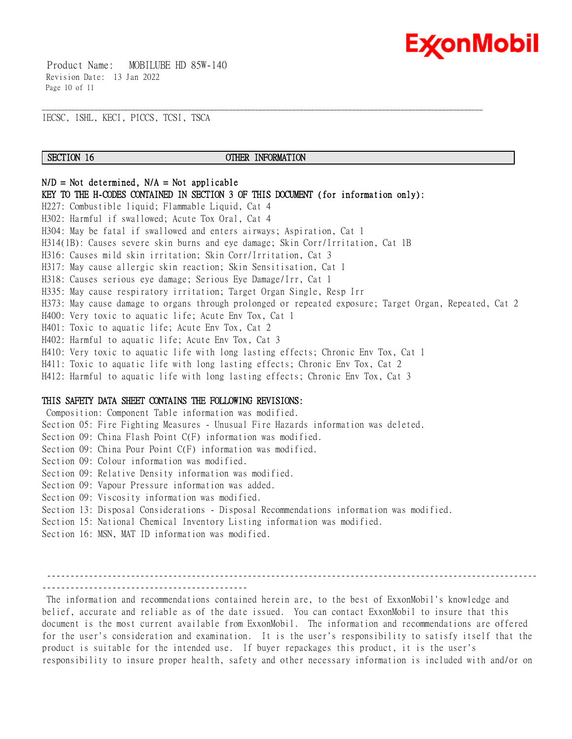IECSC, ISHL, KECI, PICCS, TCSI, TSCA

## SECTION 16 OTHER INFORMATION

**N/D = Not determined, N/A = Not applicable**

**KEY TO THE H-CODES CONTAINED IN SECTION 3 OF THIS DOCUMENT (for information only):**

H227: Combustible liquid; Flammable Liquid, Cat 4
H302: Harmful if swallowed; Acute Tox Oral, Cat 4
H304: May be fatal if swallowed and enters airways; Aspiration, Cat 1
H314(1B): Causes severe skin burns and eye damage; Skin Corr/Irritation, Cat 1B
H316: Causes mild skin irritation; Skin Corr/Irritation, Cat 3
H317: May cause allergic skin reaction; Skin Sensitisation, Cat 1
H318: Causes serious eye damage; Serious Eye Damage/Irr, Cat 1
H335: May cause respiratory irritation; Target Organ Single, Resp Irr
H373: May cause damage to organs through prolonged or repeated exposure; Target Organ, Repeated, Cat 2
H400: Very toxic to aquatic life; Acute Env Tox, Cat 1
H401: Toxic to aquatic life; Acute Env Tox, Cat 2
H402: Harmful to aquatic life; Acute Env Tox, Cat 3
H410: Very toxic to aquatic life with long lasting effects; Chronic Env Tox, Cat 1
H411: Toxic to aquatic life with long lasting effects; Chronic Env Tox, Cat 2
H412: Harmful to aquatic life with long lasting effects; Chronic Env Tox, Cat 3

**THIS SAFETY DATA SHEET CONTAINS THE FOLLOWING REVISIONS:**

Composition: Component Table information was modified.
Section 05: Fire Fighting Measures - Unusual Fire Hazards information was deleted.
Section 09: China Flash Point C(F) information was modified.
Section 09: China Pour Point C(F) information was modified.
Section 09: Colour information was modified.
Section 09: Relative Density information was modified.
Section 09: Vapour Pressure information was added.
Section 09: Viscosity information was modified.
Section 13: Disposal Considerations - Disposal Recommendations information was modified.
Section 15: National Chemical Inventory Listing information was modified.
Section 16: MSN, MAT ID information was modified.

---

The information and recommendations contained herein are, to the best of ExxonMobil's knowledge and belief, accurate and reliable as of the date issued. You can contact ExxonMobil to insure that this document is the most current available from ExxonMobil. The information and recommendations are offered for the user's consideration and examination. It is the user's responsibility to satisfy itself that the product is suitable for the intended use. If buyer repackages this product, it is the user's responsibility to insure proper health, safety and other necessary information is included with and/or on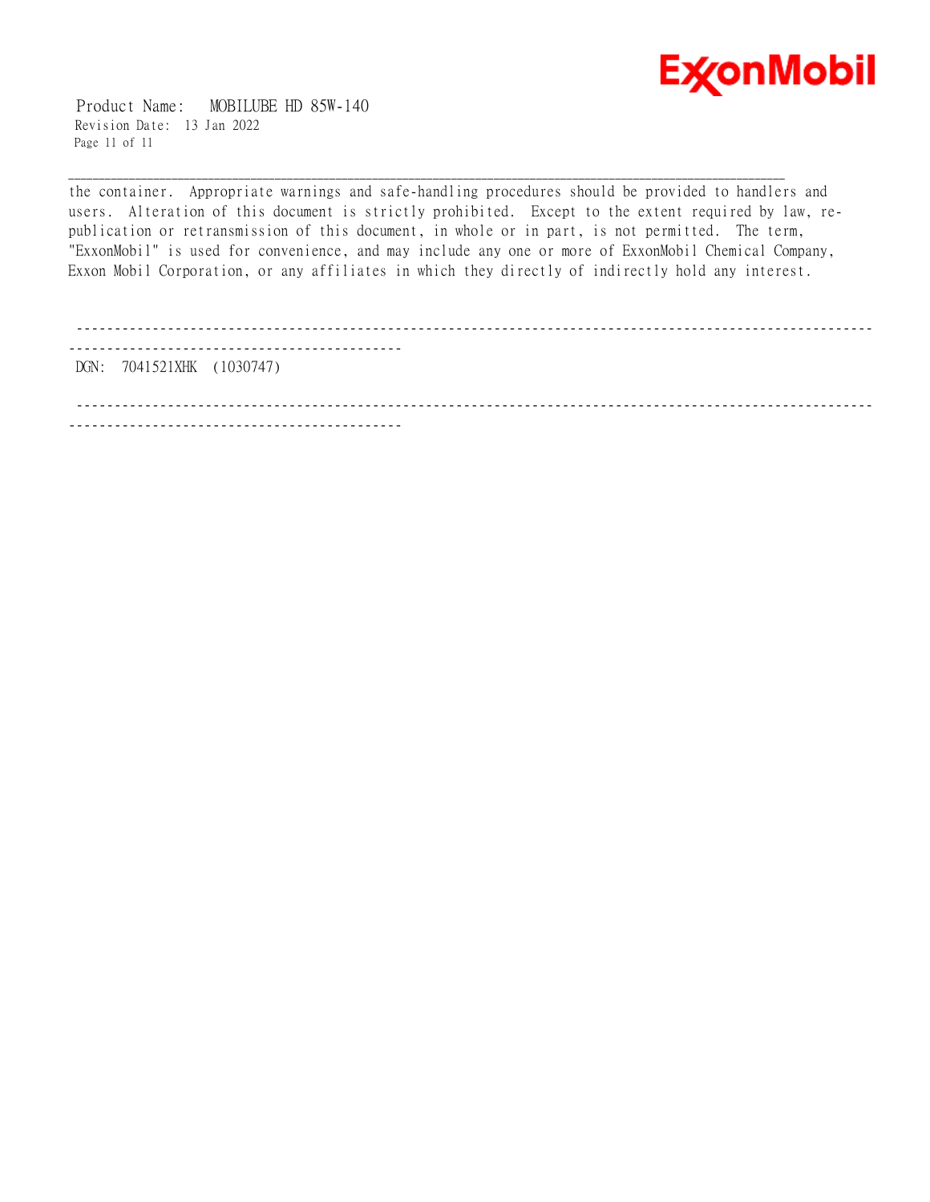the container. Appropriate warnings and safe-handling procedures should be provided to handlers and users. Alteration of this document is strictly prohibited. Except to the extent required by law, re-publication or retransmission of this document, in whole or in part, is not permitted. The term, "ExxonMobil" is used for convenience, and may include any one or more of ExxonMobil Chemical Company, Exxon Mobil Corporation, or any affiliates in which they directly of indirectly hold any interest.

---

DGN: 7041521XHK (1030747)

---